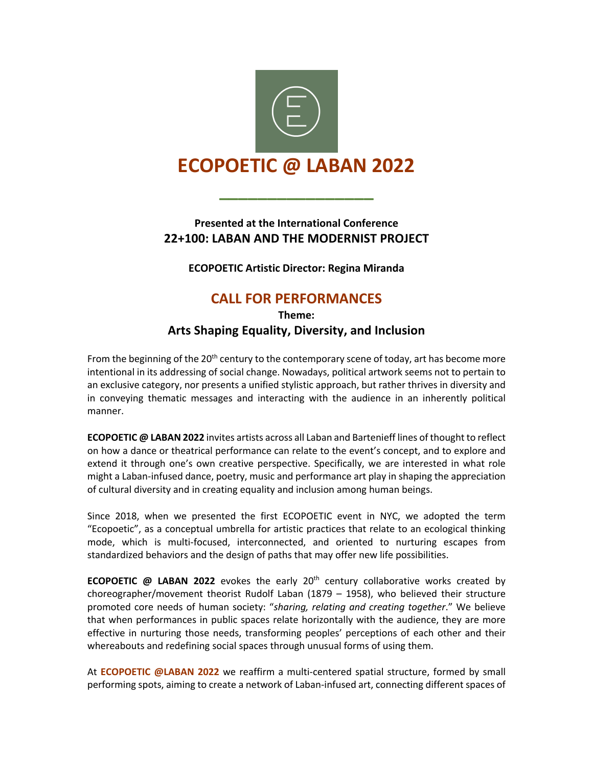# ECOPOETIC @ LABAN 2022

**Presented at the International Conference**
**22+100: LABAN AND THE MODERNIST PROJECT**

**ECOPOETIC Artistic Director: Regina Miranda**

## CALL FOR PERFORMANCES

**Theme:**
### Arts Shaping Equality, Diversity, and Inclusion

From the beginning of the 20th century to the contemporary scene of today, art has become more intentional in its addressing of social change. Nowadays, political artwork seems not to pertain to an exclusive category, nor presents a unified stylistic approach, but rather thrives in diversity and in conveying thematic messages and interacting with the audience in an inherently political manner.

**ECOPOETIC @ LABAN 2022** invites artists across all Laban and Bartenieff lines of thought to reflect on how a dance or theatrical performance can relate to the event's concept, and to explore and extend it through one's own creative perspective. Specifically, we are interested in what role might a Laban-infused dance, poetry, music and performance art play in shaping the appreciation of cultural diversity and in creating equality and inclusion among human beings.

Since 2018, when we presented the first ECOPOETIC event in NYC, we adopted the term "Ecopoetic", as a conceptual umbrella for artistic practices that relate to an ecological thinking mode, which is multi-focused, interconnected, and oriented to nurturing escapes from standardized behaviors and the design of paths that may offer new life possibilities.

**ECOPOETIC @ LABAN 2022** evokes the early 20th century collaborative works created by choreographer/movement theorist Rudolf Laban (1879 – 1958), who believed their structure promoted core needs of human society: "*sharing, relating and creating together*." We believe that when performances in public spaces relate horizontally with the audience, they are more effective in nurturing those needs, transforming peoples' perceptions of each other and their whereabouts and redefining social spaces through unusual forms of using them.

At **ECOPOETIC @LABAN 2022** we reaffirm a multi-centered spatial structure, formed by small performing spots, aiming to create a network of Laban-infused art, connecting different spaces of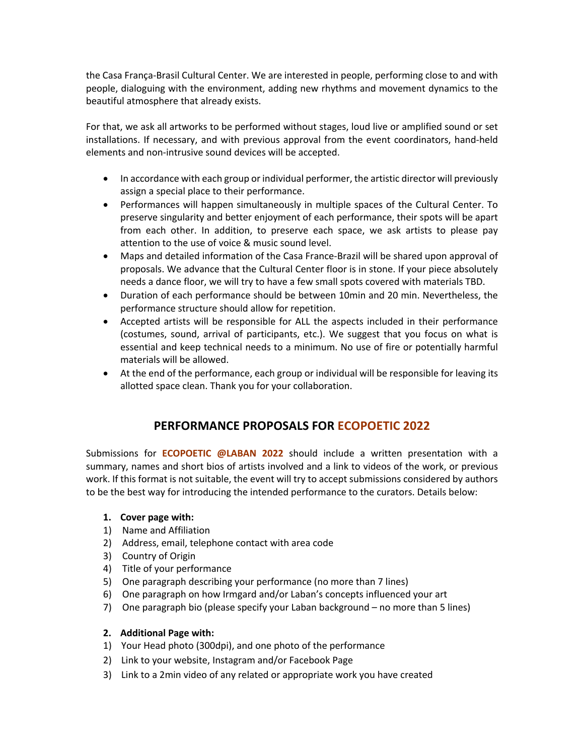the Casa França-Brasil Cultural Center. We are interested in people, performing close to and with people, dialoguing with the environment, adding new rhythms and movement dynamics to the beautiful atmosphere that already exists.

For that, we ask all artworks to be performed without stages, loud live or amplified sound or set installations. If necessary, and with previous approval from the event coordinators, hand-held elements and non-intrusive sound devices will be accepted.

- In accordance with each group or individual performer, the artistic director will previously assign a special place to their performance.
- Performances will happen simultaneously in multiple spaces of the Cultural Center. To preserve singularity and better enjoyment of each performance, their spots will be apart from each other. In addition, to preserve each space, we ask artists to please pay attention to the use of voice & music sound level.
- Maps and detailed information of the Casa France-Brazil will be shared upon approval of proposals. We advance that the Cultural Center floor is in stone. If your piece absolutely needs a dance floor, we will try to have a few small spots covered with materials TBD.
- Duration of each performance should be between 10min and 20 min. Nevertheless, the performance structure should allow for repetition.
- Accepted artists will be responsible for ALL the aspects included in their performance (costumes, sound, arrival of participants, etc.). We suggest that you focus on what is essential and keep technical needs to a minimum. No use of fire or potentially harmful materials will be allowed.
- At the end of the performance, each group or individual will be responsible for leaving its allotted space clean. Thank you for your collaboration.

## PERFORMANCE PROPOSALS FOR ECOPOETIC 2022

Submissions for **ECOPOETIC @LABAN 2022** should include a written presentation with a summary, names and short bios of artists involved and a link to videos of the work, or previous work. If this format is not suitable, the event will try to accept submissions considered by authors to be the best way for introducing the intended performance to the curators. Details below:

**1. Cover page with:**

1) Name and Affiliation
2) Address, email, telephone contact with area code
3) Country of Origin
4) Title of your performance
5) One paragraph describing your performance (no more than 7 lines)
6) One paragraph on how Irmgard and/or Laban's concepts influenced your art
7) One paragraph bio (please specify your Laban background – no more than 5 lines)

**2. Additional Page with:**

1) Your Head photo (300dpi), and one photo of the performance
2) Link to your website, Instagram and/or Facebook Page
3) Link to a 2min video of any related or appropriate work you have created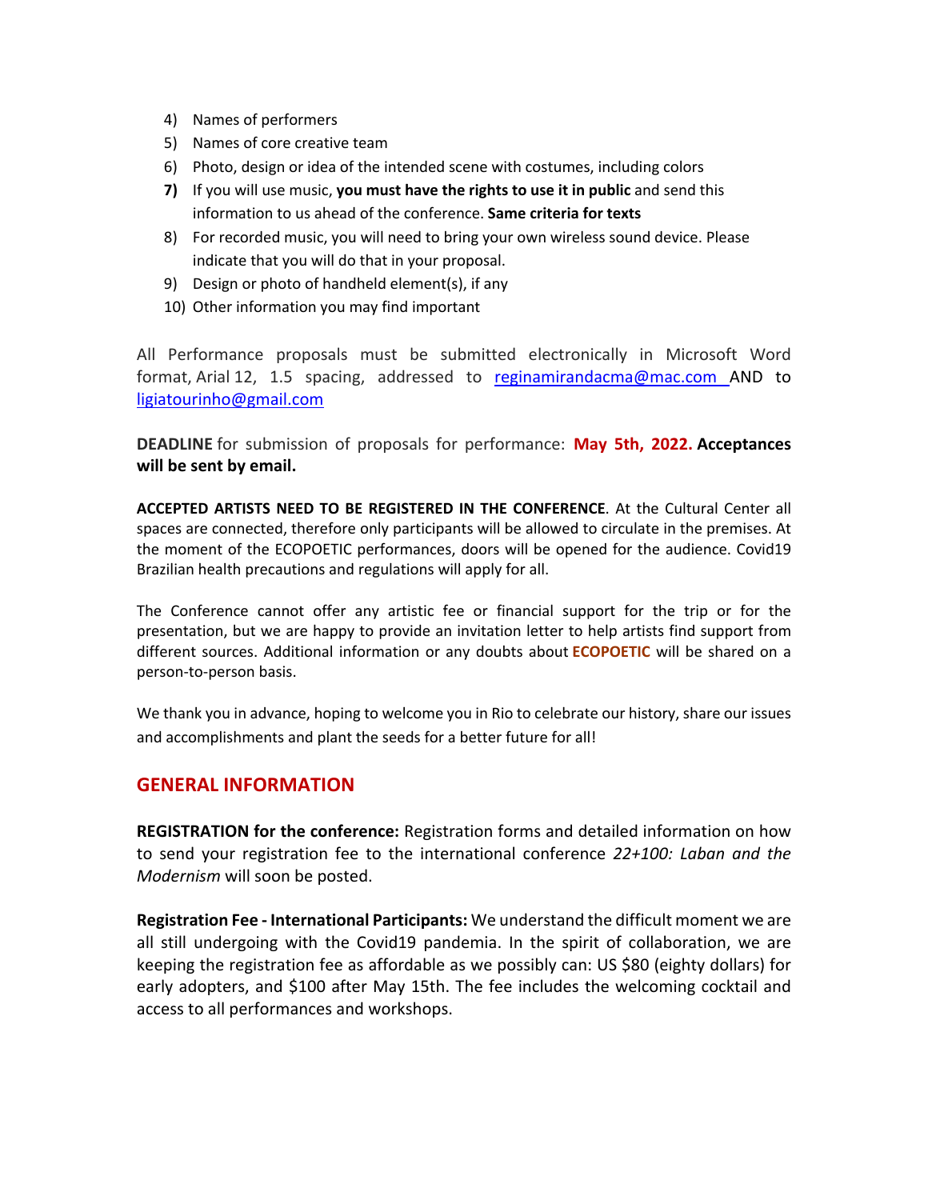4) Names of performers
5) Names of core creative team
6) Photo, design or idea of the intended scene with costumes, including colors
7) If you will use music, **you must have the rights to use it in public** and send this information to us ahead of the conference. **Same criteria for texts**
8) For recorded music, you will need to bring your own wireless sound device. Please indicate that you will do that in your proposal.
9) Design or photo of handheld element(s), if any
10) Other information you may find important

All Performance proposals must be submitted electronically in Microsoft Word format, Arial 12, 1.5 spacing, addressed to reginamirandacma@mac.com AND to ligiatourinho@gmail.com

**DEADLINE** for submission of proposals for performance: **May 5th, 2022. Acceptances will be sent by email.**

**ACCEPTED ARTISTS NEED TO BE REGISTERED IN THE CONFERENCE**. At the Cultural Center all spaces are connected, therefore only participants will be allowed to circulate in the premises. At the moment of the ECOPOETIC performances, doors will be opened for the audience. Covid19 Brazilian health precautions and regulations will apply for all.

The Conference cannot offer any artistic fee or financial support for the trip or for the presentation, but we are happy to provide an invitation letter to help artists find support from different sources. Additional information or any doubts about **ECOPOETIC** will be shared on a person-to-person basis.

We thank you in advance, hoping to welcome you in Rio to celebrate our history, share our issues and accomplishments and plant the seeds for a better future for all!

## GENERAL INFORMATION

**REGISTRATION for the conference:** Registration forms and detailed information on how to send your registration fee to the international conference *22+100: Laban and the Modernism* will soon be posted.

**Registration Fee - International Participants:** We understand the difficult moment we are all still undergoing with the Covid19 pandemia. In the spirit of collaboration, we are keeping the registration fee as affordable as we possibly can: US $80 (eighty dollars) for early adopters, and $100 after May 15th. The fee includes the welcoming cocktail and access to all performances and workshops.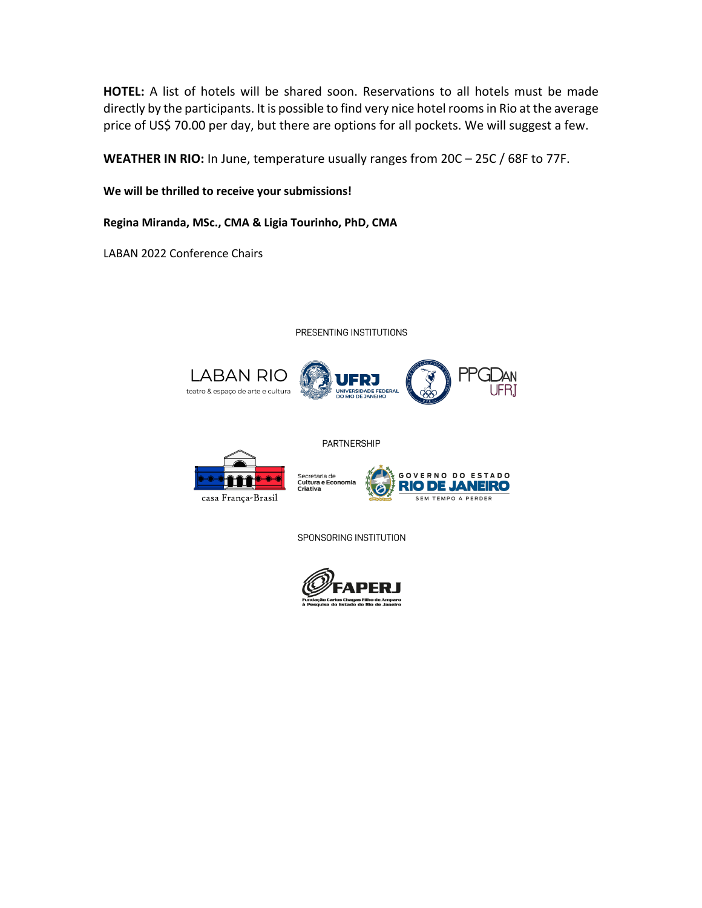**HOTEL:** A list of hotels will be shared soon. Reservations to all hotels must be made directly by the participants. It is possible to find very nice hotel rooms in Rio at the average price of US$ 70.00 per day, but there are options for all pockets. We will suggest a few.

**WEATHER IN RIO:** In June, temperature usually ranges from 20C – 25C / 68F to 77F.

**We will be thrilled to receive your submissions!**

**Regina Miranda, MSc., CMA & Ligia Tourinho, PhD, CMA**

LABAN 2022 Conference Chairs

PRESENTING INSTITUTIONS

LABAN RIO
teatro & espaço de arte e cultura

UFRJ
UNIVERSIDADE FEDERAL DO RIO DE JANEIRO

PPGDAN UFRJ

PARTNERSHIP

casa França-Brasil

Secretaria de Cultura e Economia Criativa

GOVERNO DO ESTADO RIO DE JANEIRO
SEM TEMPO A PERDER

SPONSORING INSTITUTION

FAPERJ
Fundação Carlos Chagas Filho de Amparo à Pesquisa do Estado do Rio de Janeiro